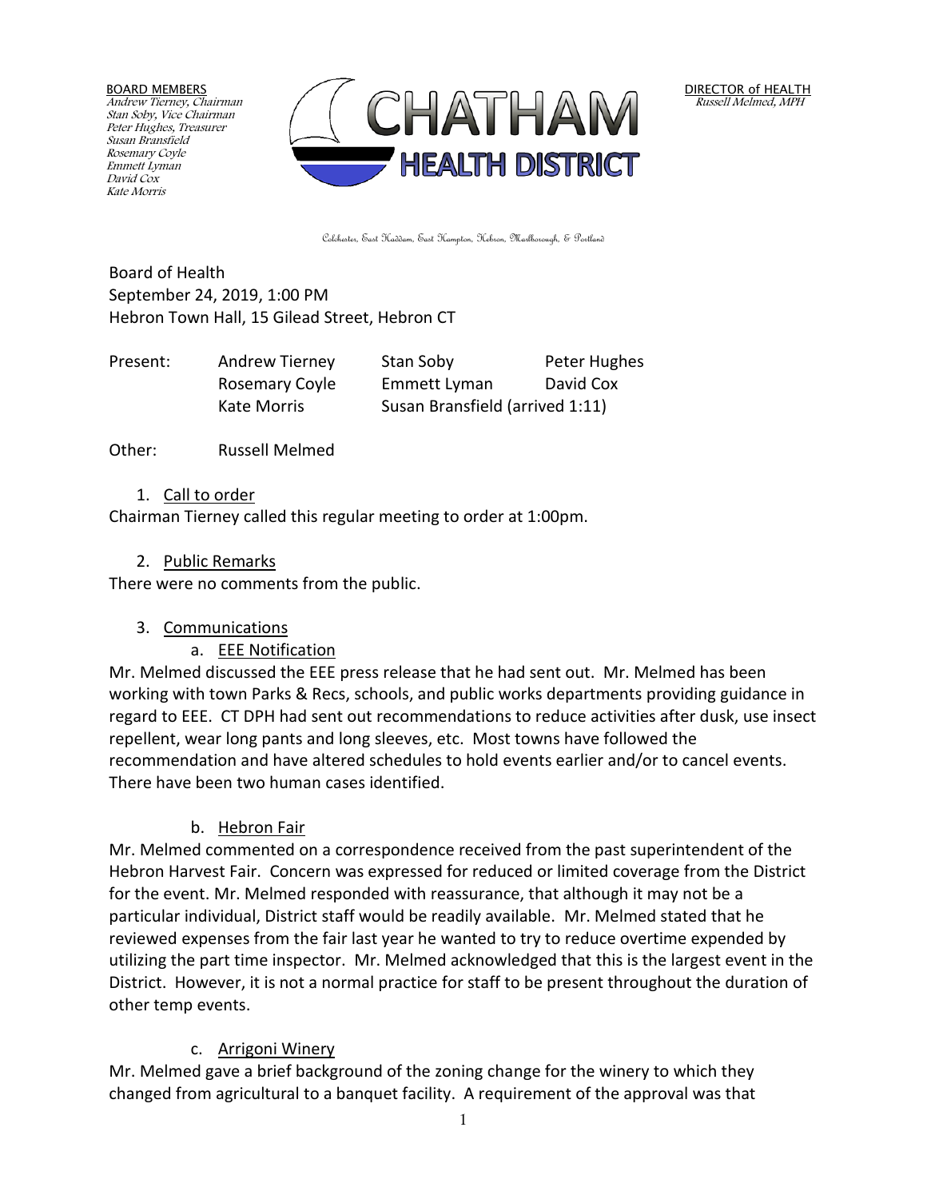BOARD MEMBERS
*Andrew Tierney, Chairman*
*Stan Soby, Vice Chairman*
*Peter Hughes, Treasurer*
*Susan Bransfield*
*Rosemary Coyle*
*Emmett Lyman*
*David Cox*
*Kate Morris*

# CHATHAM HEALTH DISTRICT

DIRECTOR of HEALTH
*Russell Melmed, MPH*

Colchester, East Haddam, East Hampton, Hebron, Marlborough, & Portland

Board of Health
September 24, 2019, 1:00 PM
Hebron Town Hall, 15 Gilead Street, Hebron CT

| Present: | Andrew Tierney | Stan Soby | Peter Hughes |
|---|---|---|---|
| | Rosemary Coyle | Emmett Lyman | David Cox |
| | Kate Morris | Susan Bransfield (arrived 1:11) | |

Other: Russell Melmed

1. Call to order

Chairman Tierney called this regular meeting to order at 1:00pm.

2. Public Remarks

There were no comments from the public.

3. Communications

a. EEE Notification

Mr. Melmed discussed the EEE press release that he had sent out. Mr. Melmed has been working with town Parks & Recs, schools, and public works departments providing guidance in regard to EEE. CT DPH had sent out recommendations to reduce activities after dusk, use insect repellent, wear long pants and long sleeves, etc. Most towns have followed the recommendation and have altered schedules to hold events earlier and/or to cancel events. There have been two human cases identified.

b. Hebron Fair

Mr. Melmed commented on a correspondence received from the past superintendent of the Hebron Harvest Fair. Concern was expressed for reduced or limited coverage from the District for the event. Mr. Melmed responded with reassurance, that although it may not be a particular individual, District staff would be readily available. Mr. Melmed stated that he reviewed expenses from the fair last year he wanted to try to reduce overtime expended by utilizing the part time inspector. Mr. Melmed acknowledged that this is the largest event in the District. However, it is not a normal practice for staff to be present throughout the duration of other temp events.

c. Arrigoni Winery

Mr. Melmed gave a brief background of the zoning change for the winery to which they changed from agricultural to a banquet facility. A requirement of the approval was that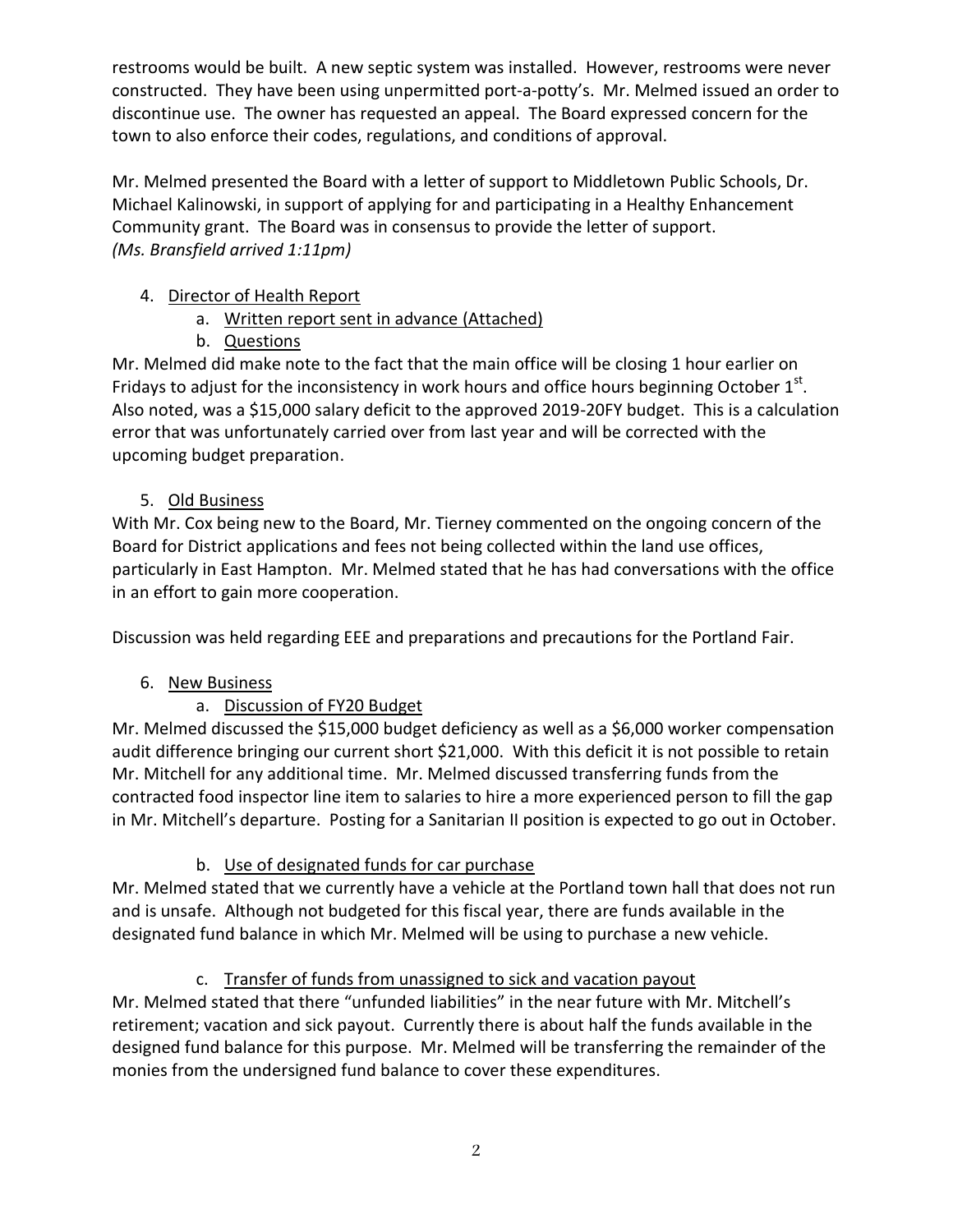restrooms would be built. A new septic system was installed. However, restrooms were never constructed. They have been using unpermitted port-a-potty's. Mr. Melmed issued an order to discontinue use. The owner has requested an appeal. The Board expressed concern for the town to also enforce their codes, regulations, and conditions of approval.

Mr. Melmed presented the Board with a letter of support to Middletown Public Schools, Dr. Michael Kalinowski, in support of applying for and participating in a Healthy Enhancement Community grant. The Board was in consensus to provide the letter of support.
*(Ms. Bransfield arrived 1:11pm)*

4. Director of Health Report
    a. Written report sent in advance (Attached)
    b. Questions

Mr. Melmed did make note to the fact that the main office will be closing 1 hour earlier on Fridays to adjust for the inconsistency in work hours and office hours beginning October 1st. Also noted, was a $15,000 salary deficit to the approved 2019-20FY budget. This is a calculation error that was unfortunately carried over from last year and will be corrected with the upcoming budget preparation.

5. Old Business

With Mr. Cox being new to the Board, Mr. Tierney commented on the ongoing concern of the Board for District applications and fees not being collected within the land use offices, particularly in East Hampton. Mr. Melmed stated that he has had conversations with the office in an effort to gain more cooperation.

Discussion was held regarding EEE and preparations and precautions for the Portland Fair.

6. New Business
    a. Discussion of FY20 Budget

Mr. Melmed discussed the $15,000 budget deficiency as well as a $6,000 worker compensation audit difference bringing our current short $21,000. With this deficit it is not possible to retain Mr. Mitchell for any additional time. Mr. Melmed discussed transferring funds from the contracted food inspector line item to salaries to hire a more experienced person to fill the gap in Mr. Mitchell's departure. Posting for a Sanitarian II position is expected to go out in October.

b. Use of designated funds for car purchase

Mr. Melmed stated that we currently have a vehicle at the Portland town hall that does not run and is unsafe. Although not budgeted for this fiscal year, there are funds available in the designated fund balance in which Mr. Melmed will be using to purchase a new vehicle.

c. Transfer of funds from unassigned to sick and vacation payout

Mr. Melmed stated that there "unfunded liabilities" in the near future with Mr. Mitchell's retirement; vacation and sick payout. Currently there is about half the funds available in the designed fund balance for this purpose. Mr. Melmed will be transferring the remainder of the monies from the undersigned fund balance to cover these expenditures.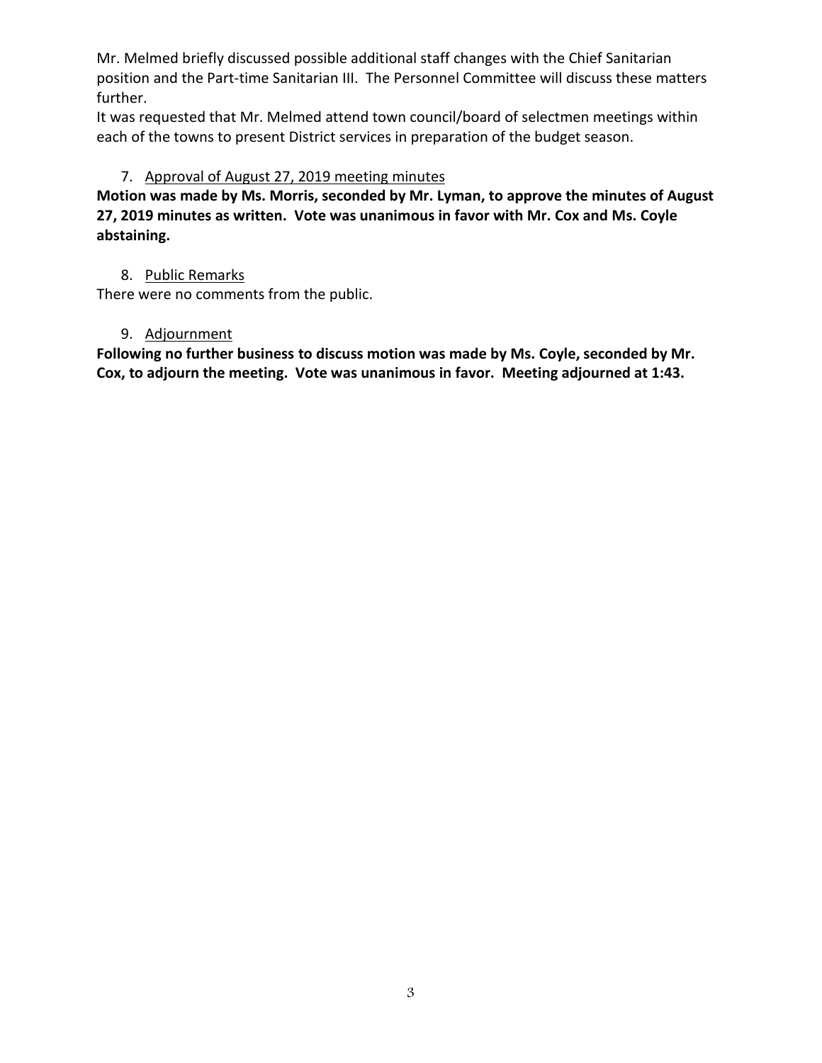Mr. Melmed briefly discussed possible additional staff changes with the Chief Sanitarian position and the Part-time Sanitarian III. The Personnel Committee will discuss these matters further.

It was requested that Mr. Melmed attend town council/board of selectmen meetings within each of the towns to present District services in preparation of the budget season.

7. Approval of August 27, 2019 meeting minutes

**Motion was made by Ms. Morris, seconded by Mr. Lyman, to approve the minutes of August 27, 2019 minutes as written. Vote was unanimous in favor with Mr. Cox and Ms. Coyle abstaining.**

8. Public Remarks

There were no comments from the public.

9. Adjournment

**Following no further business to discuss motion was made by Ms. Coyle, seconded by Mr. Cox, to adjourn the meeting. Vote was unanimous in favor. Meeting adjourned at 1:43.**